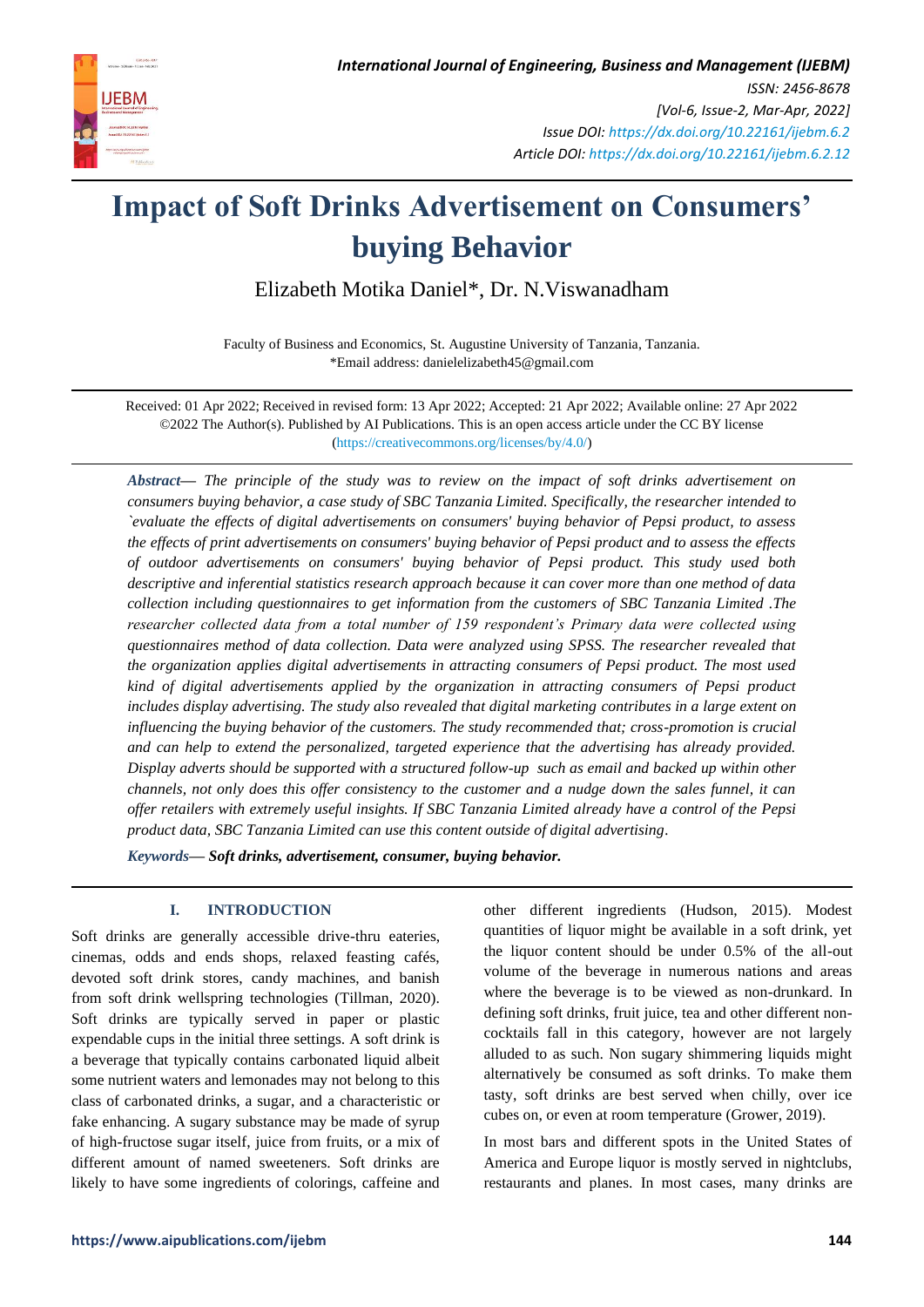# Impact of Soft Drinks Advertisement on Consumers' buying Behavior

Elizabeth Motika Daniel*, Dr. N.Viswanadham

Faculty of Business and Economics, St. Augustine University of Tanzania, Tanzania.
*Email address: danielelizabeth45@gmail.com

Received: 01 Apr 2022; Received in revised form: 13 Apr 2022; Accepted: 21 Apr 2022; Available online: 27 Apr 2022
©2022 The Author(s). Published by AI Publications. This is an open access article under the CC BY license (https://creativecommons.org/licenses/by/4.0/)

***Abstract*— *The principle of the study was to review on the impact of soft drinks advertisement on consumers buying behavior, a case study of SBC Tanzania Limited. Specifically, the researcher intended to `evaluate the effects of digital advertisements on consumers' buying behavior of Pepsi product, to assess the effects of print advertisements on consumers' buying behavior of Pepsi product and to assess the effects of outdoor advertisements on consumers' buying behavior of Pepsi product. This study used both descriptive and inferential statistics research approach because it can cover more than one method of data collection including questionnaires to get information from the customers of SBC Tanzania Limited .The researcher collected data from a total number of 159 respondent's Primary data were collected using questionnaires method of data collection. Data were analyzed using SPSS. The researcher revealed that the organization applies digital advertisements in attracting consumers of Pepsi product. The most used kind of digital advertisements applied by the organization in attracting consumers of Pepsi product includes display advertising. The study also revealed that digital marketing contributes in a large extent on influencing the buying behavior of the customers. The study recommended that; cross-promotion is crucial and can help to extend the personalized, targeted experience that the advertising has already provided. Display adverts should be supported with a structured follow-up such as email and backed up within other channels, not only does this offer consistency to the customer and a nudge down the sales funnel, it can offer retailers with extremely useful insights. If SBC Tanzania Limited already have a control of the Pepsi product data, SBC Tanzania Limited can use this content outside of digital advertising*.

***Keywords*— Soft drinks, advertisement, consumer, buying behavior.**

## I. INTRODUCTION

Soft drinks are generally accessible drive-thru eateries, cinemas, odds and ends shops, relaxed feasting cafés, devoted soft drink stores, candy machines, and banish from soft drink wellspring technologies (Tillman, 2020). Soft drinks are typically served in paper or plastic expendable cups in the initial three settings. A soft drink is a beverage that typically contains carbonated liquid albeit some nutrient waters and lemonades may not belong to this class of carbonated drinks, a sugar, and a characteristic or fake enhancing. A sugary substance may be made of syrup of high-fructose sugar itself, juice from fruits, or a mix of different amount of named sweeteners. Soft drinks are likely to have some ingredients of colorings, caffeine and other different ingredients (Hudson, 2015). Modest quantities of liquor might be available in a soft drink, yet the liquor content should be under 0.5% of the all-out volume of the beverage in numerous nations and areas where the beverage is to be viewed as non-drunkard. In defining soft drinks, fruit juice, tea and other different non-cocktails fall in this category, however are not largely alluded to as such. Non sugary shimmering liquids might alternatively be consumed as soft drinks. To make them tasty, soft drinks are best served when chilly, over ice cubes on, or even at room temperature (Grower, 2019).

In most bars and different spots in the United States of America and Europe liquor is mostly served in nightclubs, restaurants and planes. In most cases, many drinks are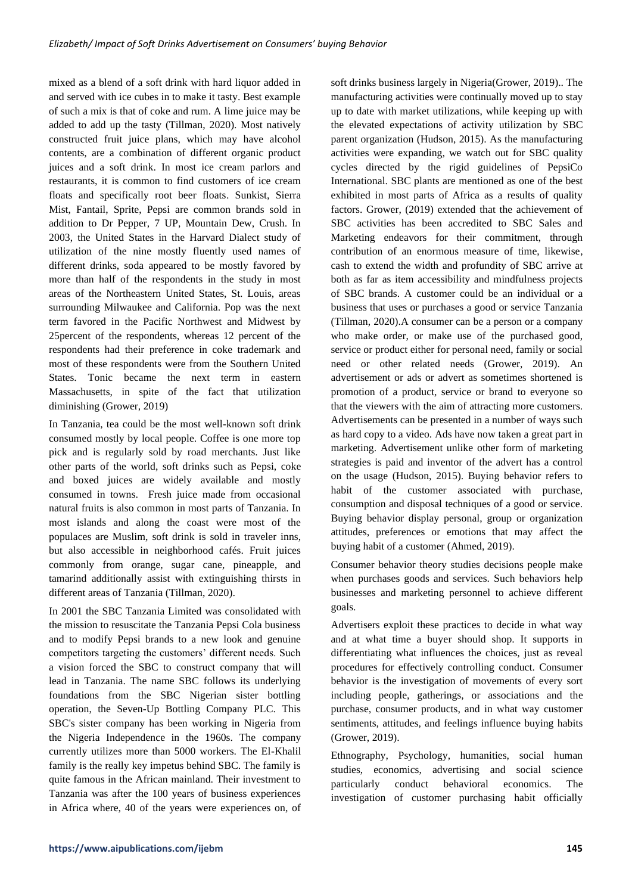mixed as a blend of a soft drink with hard liquor added in and served with ice cubes in to make it tasty. Best example of such a mix is that of coke and rum. A lime juice may be added to add up the tasty (Tillman, 2020). Most natively constructed fruit juice plans, which may have alcohol contents, are a combination of different organic product juices and a soft drink. In most ice cream parlors and restaurants, it is common to find customers of ice cream floats and specifically root beer floats. Sunkist, Sierra Mist, Fantail, Sprite, Pepsi are common brands sold in addition to Dr Pepper, 7 UP, Mountain Dew, Crush. In 2003, the United States in the Harvard Dialect study of utilization of the nine mostly fluently used names of different drinks, soda appeared to be mostly favored by more than half of the respondents in the study in most areas of the Northeastern United States, St. Louis, areas surrounding Milwaukee and California. Pop was the next term favored in the Pacific Northwest and Midwest by 25percent of the respondents, whereas 12 percent of the respondents had their preference in coke trademark and most of these respondents were from the Southern United States. Tonic became the next term in eastern Massachusetts, in spite of the fact that utilization diminishing (Grower, 2019)

In Tanzania, tea could be the most well-known soft drink consumed mostly by local people. Coffee is one more top pick and is regularly sold by road merchants. Just like other parts of the world, soft drinks such as Pepsi, coke and boxed juices are widely available and mostly consumed in towns. Fresh juice made from occasional natural fruits is also common in most parts of Tanzania. In most islands and along the coast were most of the populaces are Muslim, soft drink is sold in traveler inns, but also accessible in neighborhood cafés. Fruit juices commonly from orange, sugar cane, pineapple, and tamarind additionally assist with extinguishing thirsts in different areas of Tanzania (Tillman, 2020).

In 2001 the SBC Tanzania Limited was consolidated with the mission to resuscitate the Tanzania Pepsi Cola business and to modify Pepsi brands to a new look and genuine competitors targeting the customers' different needs. Such a vision forced the SBC to construct company that will lead in Tanzania. The name SBC follows its underlying foundations from the SBC Nigerian sister bottling operation, the Seven-Up Bottling Company PLC. This SBC's sister company has been working in Nigeria from the Nigeria Independence in the 1960s. The company currently utilizes more than 5000 workers. The El-Khalil family is the really key impetus behind SBC. The family is quite famous in the African mainland. Their investment to Tanzania was after the 100 years of business experiences in Africa where, 40 of the years were experiences on, of soft drinks business largely in Nigeria(Grower, 2019).. The manufacturing activities were continually moved up to stay up to date with market utilizations, while keeping up with the elevated expectations of activity utilization by SBC parent organization (Hudson, 2015). As the manufacturing activities were expanding, we watch out for SBC quality cycles directed by the rigid guidelines of PepsiCo International. SBC plants are mentioned as one of the best exhibited in most parts of Africa as a results of quality factors. Grower, (2019) extended that the achievement of SBC activities has been accredited to SBC Sales and Marketing endeavors for their commitment, through contribution of an enormous measure of time, likewise, cash to extend the width and profundity of SBC arrive at both as far as item accessibility and mindfulness projects of SBC brands. A customer could be an individual or a business that uses or purchases a good or service Tanzania (Tillman, 2020).A consumer can be a person or a company who make order, or make use of the purchased good, service or product either for personal need, family or social need or other related needs (Grower, 2019). An advertisement or ads or advert as sometimes shortened is promotion of a product, service or brand to everyone so that the viewers with the aim of attracting more customers. Advertisements can be presented in a number of ways such as hard copy to a video. Ads have now taken a great part in marketing. Advertisement unlike other form of marketing strategies is paid and inventor of the advert has a control on the usage (Hudson, 2015). Buying behavior refers to habit of the customer associated with purchase, consumption and disposal techniques of a good or service. Buying behavior display personal, group or organization attitudes, preferences or emotions that may affect the buying habit of a customer (Ahmed, 2019).

Consumer behavior theory studies decisions people make when purchases goods and services. Such behaviors help businesses and marketing personnel to achieve different goals.

Advertisers exploit these practices to decide in what way and at what time a buyer should shop. It supports in differentiating what influences the choices, just as reveal procedures for effectively controlling conduct. Consumer behavior is the investigation of movements of every sort including people, gatherings, or associations and the purchase, consumer products, and in what way customer sentiments, attitudes, and feelings influence buying habits (Grower, 2019).

Ethnography, Psychology, humanities, social human studies, economics, advertising and social science particularly conduct behavioral economics. The investigation of customer purchasing habit officially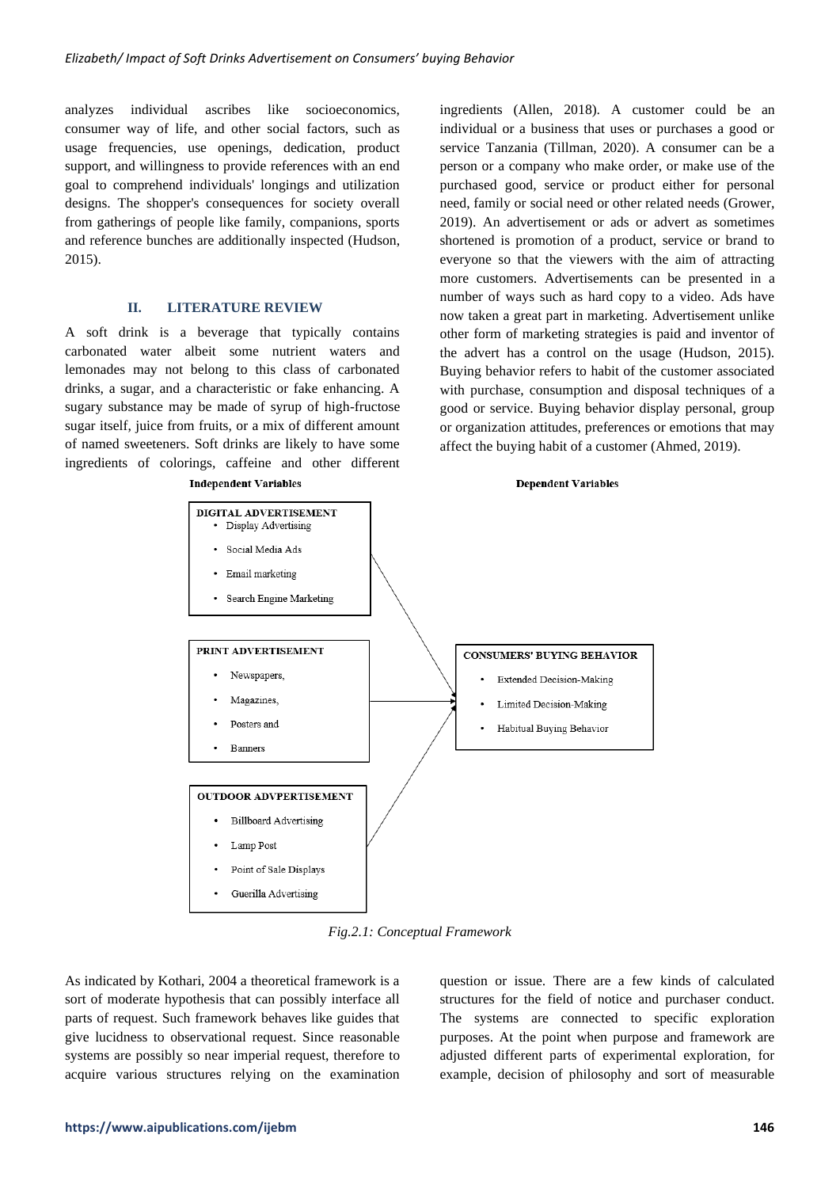analyzes individual ascribes like socioeconomics, consumer way of life, and other social factors, such as usage frequencies, use openings, dedication, product support, and willingness to provide references with an end goal to comprehend individuals' longings and utilization designs. The shopper's consequences for society overall from gatherings of people like family, companions, sports and reference bunches are additionally inspected (Hudson, 2015).

## II. LITERATURE REVIEW

A soft drink is a beverage that typically contains carbonated water albeit some nutrient waters and lemonades may not belong to this class of carbonated drinks, a sugar, and a characteristic or fake enhancing. A sugary substance may be made of syrup of high-fructose sugar itself, juice from fruits, or a mix of different amount of named sweeteners. Soft drinks are likely to have some ingredients of colorings, caffeine and other different ingredients (Allen, 2018). A customer could be an individual or a business that uses or purchases a good or service Tanzania (Tillman, 2020). A consumer can be a person or a company who make order, or make use of the purchased good, service or product either for personal need, family or social need or other related needs (Grower, 2019). An advertisement or ads or advert as sometimes shortened is promotion of a product, service or brand to everyone so that the viewers with the aim of attracting more customers. Advertisements can be presented in a number of ways such as hard copy to a video. Ads have now taken a great part in marketing. Advertisement unlike other form of marketing strategies is paid and inventor of the advert has a control on the usage (Hudson, 2015). Buying behavior refers to habit of the customer associated with purchase, consumption and disposal techniques of a good or service. Buying behavior display personal, group or organization attitudes, preferences or emotions that may affect the buying habit of a customer (Ahmed, 2019).

**Independent Variables**

**DIGITAL ADVERTISEMENT**
- Display Advertising
- Social Media Ads
- Email marketing
- Search Engine Marketing

**PRINT ADVERTISEMENT**
- Newspapers,
- Magazines,
- Posters and
- Banners

**OUTDOOR ADVPERTISEMENT**
- Billboard Advertising
- Lamp Post
- Point of Sale Displays
- Guerilla Advertising

**Dependent Variables**

**CONSUMERS' BUYING BEHAVIOR**
- Extended Decision-Making
- Limited Decision-Making
- Habitual Buying Behavior

*Fig.2.1: Conceptual Framework*

As indicated by Kothari, 2004 a theoretical framework is a sort of moderate hypothesis that can possibly interface all parts of request. Such framework behaves like guides that give lucidness to observational request. Since reasonable systems are possibly so near imperial request, therefore to acquire various structures relying on the examination question or issue. There are a few kinds of calculated structures for the field of notice and purchaser conduct. The systems are connected to specific exploration purposes. At the point when purpose and framework are adjusted different parts of experimental exploration, for example, decision of philosophy and sort of measurable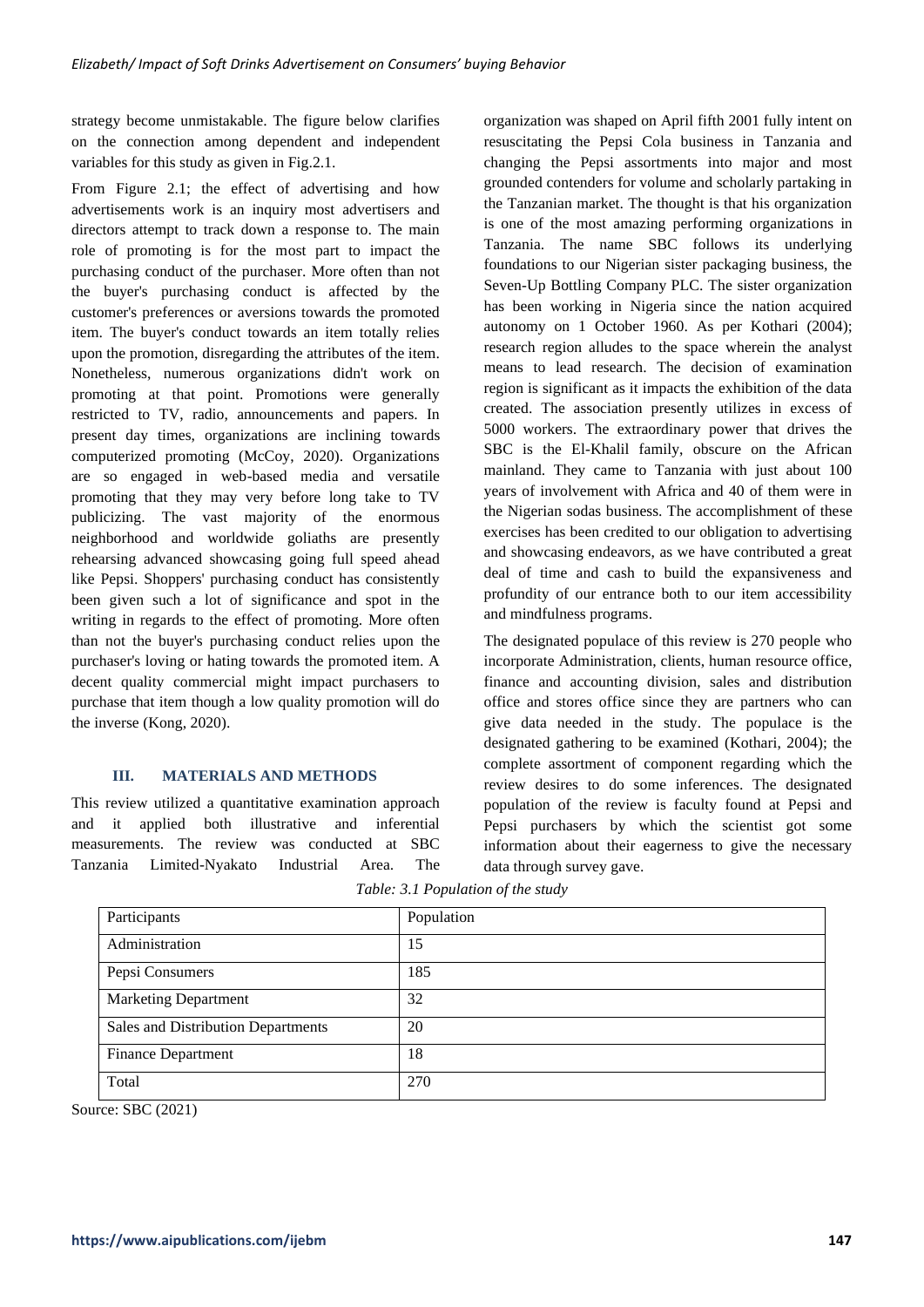strategy become unmistakable. The figure below clarifies on the connection among dependent and independent variables for this study as given in Fig.2.1.

From Figure 2.1; the effect of advertising and how advertisements work is an inquiry most advertisers and directors attempt to track down a response to. The main role of promoting is for the most part to impact the purchasing conduct of the purchaser. More often than not the buyer's purchasing conduct is affected by the customer's preferences or aversions towards the promoted item. The buyer's conduct towards an item totally relies upon the promotion, disregarding the attributes of the item. Nonetheless, numerous organizations didn't work on promoting at that point. Promotions were generally restricted to TV, radio, announcements and papers. In present day times, organizations are inclining towards computerized promoting (McCoy, 2020). Organizations are so engaged in web-based media and versatile promoting that they may very before long take to TV publicizing. The vast majority of the enormous neighborhood and worldwide goliaths are presently rehearsing advanced showcasing going full speed ahead like Pepsi. Shoppers' purchasing conduct has consistently been given such a lot of significance and spot in the writing in regards to the effect of promoting. More often than not the buyer's purchasing conduct relies upon the purchaser's loving or hating towards the promoted item. A decent quality commercial might impact purchasers to purchase that item though a low quality promotion will do the inverse (Kong, 2020).

## III. MATERIALS AND METHODS

This review utilized a quantitative examination approach and it applied both illustrative and inferential measurements. The review was conducted at SBC Tanzania Limited-Nyakato Industrial Area. The organization was shaped on April fifth 2001 fully intent on resuscitating the Pepsi Cola business in Tanzania and changing the Pepsi assortments into major and most grounded contenders for volume and scholarly partaking in the Tanzanian market. The thought is that his organization is one of the most amazing performing organizations in Tanzania. The name SBC follows its underlying foundations to our Nigerian sister packaging business, the Seven-Up Bottling Company PLC. The sister organization has been working in Nigeria since the nation acquired autonomy on 1 October 1960. As per Kothari (2004); research region alludes to the space wherein the analyst means to lead research. The decision of examination region is significant as it impacts the exhibition of the data created. The association presently utilizes in excess of 5000 workers. The extraordinary power that drives the SBC is the El-Khalil family, obscure on the African mainland. They came to Tanzania with just about 100 years of involvement with Africa and 40 of them were in the Nigerian sodas business. The accomplishment of these exercises has been credited to our obligation to advertising and showcasing endeavors, as we have contributed a great deal of time and cash to build the expansiveness and profundity of our entrance both to our item accessibility and mindfulness programs.

The designated populace of this review is 270 people who incorporate Administration, clients, human resource office, finance and accounting division, sales and distribution office and stores office since they are partners who can give data needed in the study. The populace is the designated gathering to be examined (Kothari, 2004); the complete assortment of component regarding which the review desires to do some inferences. The designated population of the review is faculty found at Pepsi and Pepsi purchasers by which the scientist got some information about their eagerness to give the necessary data through survey gave.

*Table: 3.1 Population of the study*

| Participants | Population |
|---|---|
| Administration | 15 |
| Pepsi Consumers | 185 |
| Marketing Department | 32 |
| Sales and Distribution Departments | 20 |
| Finance Department | 18 |
| Total | 270 |

Source: SBC (2021)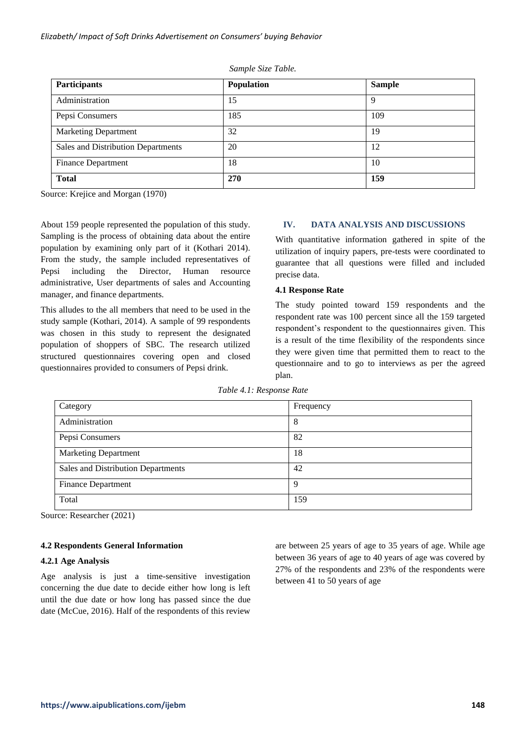*Sample Size Table.*

| **Participants** | **Population** | **Sample** |
|---|---|---|
| Administration | 15 | 9 |
| Pepsi Consumers | 185 | 109 |
| Marketing Department | 32 | 19 |
| Sales and Distribution Departments | 20 | 12 |
| Finance Department | 18 | 10 |
| **Total** | **270** | **159** |

Source: Krejice and Morgan (1970)

About 159 people represented the population of this study. Sampling is the process of obtaining data about the entire population by examining only part of it (Kothari 2014). From the study, the sample included representatives of Pepsi including the Director, Human resource administrative, User departments of sales and Accounting manager, and finance departments.

This alludes to the all members that need to be used in the study sample (Kothari, 2014). A sample of 99 respondents was chosen in this study to represent the designated population of shoppers of SBC. The research utilized structured questionnaires covering open and closed questionnaires provided to consumers of Pepsi drink.

## IV. DATA ANALYSIS AND DISCUSSIONS

With quantitative information gathered in spite of the utilization of inquiry papers, pre-tests were coordinated to guarantee that all questions were filled and included precise data.

### 4.1 Response Rate

The study pointed toward 159 respondents and the respondent rate was 100 percent since all the 159 targeted respondent's respondent to the questionnaires given. This is a result of the time flexibility of the respondents since they were given time that permitted them to react to the questionnaire and to go to interviews as per the agreed plan.

*Table 4.1: Response Rate*

| Category | Frequency |
|---|---|
| Administration | 8 |
| Pepsi Consumers | 82 |
| Marketing Department | 18 |
| Sales and Distribution Departments | 42 |
| Finance Department | 9 |
| Total | 159 |

Source: Researcher (2021)

### 4.2 Respondents General Information

#### 4.2.1 Age Analysis

Age analysis is just a time-sensitive investigation concerning the due date to decide either how long is left until the due date or how long has passed since the due date (McCue, 2016). Half of the respondents of this review are between 25 years of age to 35 years of age. While age between 36 years of age to 40 years of age was covered by 27% of the respondents and 23% of the respondents were between 41 to 50 years of age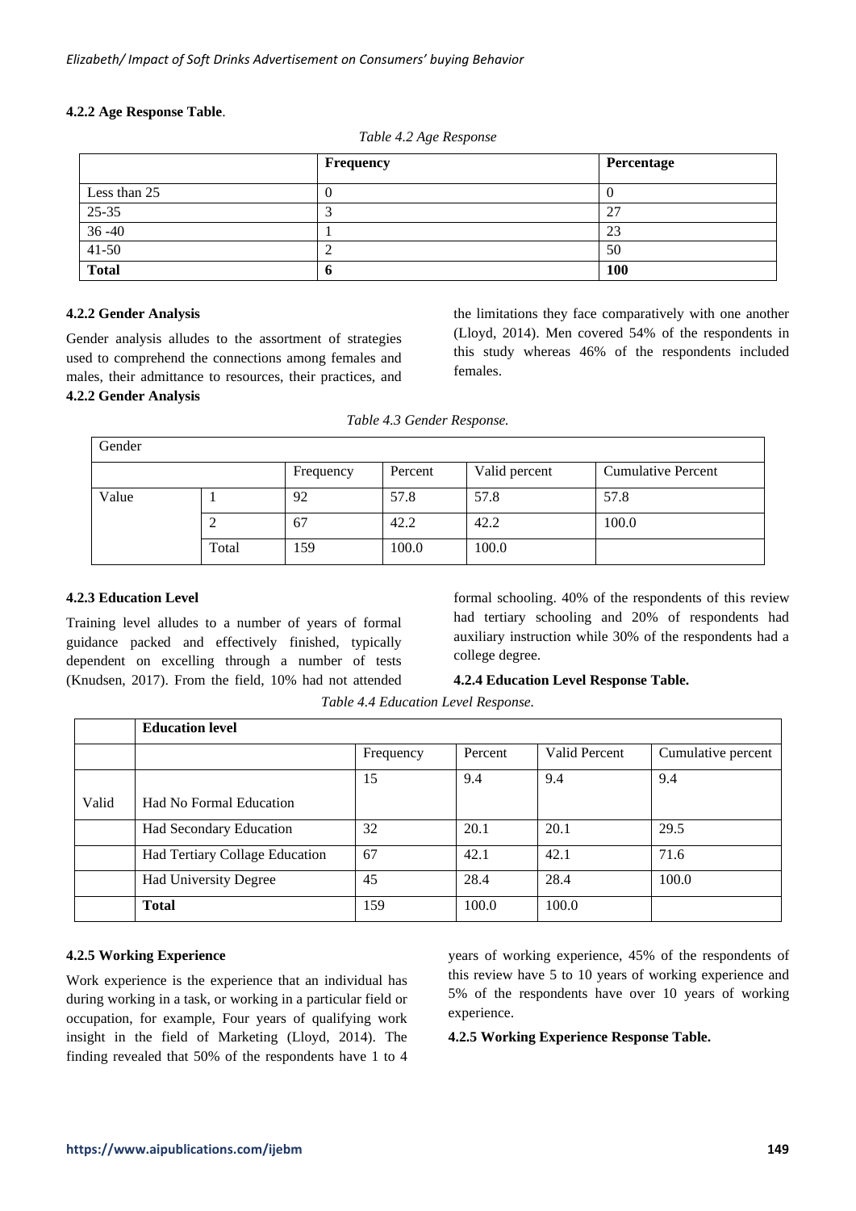#### 4.2.2 Age Response Table.

*Table 4.2 Age Response*

| | **Frequency** | **Percentage** |
|---|---|---|
| Less than 25 | 0 | 0 |
| 25-35 | 3 | 27 |
| 36 -40 | 1 | 23 |
| 41-50 | 2 | 50 |
| **Total** | **6** | **100** |

#### 4.2.2 Gender Analysis

Gender analysis alludes to the assortment of strategies used to comprehend the connections among females and males, their admittance to resources, their practices, and the limitations they face comparatively with one another (Lloyd, 2014). Men covered 54% of the respondents in this study whereas 46% of the respondents included females.

#### 4.2.2 Gender Analysis

*Table 4.3 Gender Response.*

| Gender | | | | | |
|---|---|---|---|---|---|
| | | Frequency | Percent | Valid percent | Cumulative Percent |
| Value | 1 | 92 | 57.8 | 57.8 | 57.8 |
| | 2 | 67 | 42.2 | 42.2 | 100.0 |
| | Total | 159 | 100.0 | 100.0 | |

#### 4.2.3 Education Level

Training level alludes to a number of years of formal guidance packed and effectively finished, typically dependent on excelling through a number of tests (Knudsen, 2017). From the field, 10% had not attended formal schooling. 40% of the respondents of this review had tertiary schooling and 20% of respondents had auxiliary instruction while 30% of the respondents had a college degree.

#### 4.2.4 Education Level Response Table.

*Table 4.4 Education Level Response.*

| | **Education level** | | | | |
|---|---|---|---|---|---|
| | | Frequency | Percent | Valid Percent | Cumulative percent |
| Valid | Had No Formal Education | 15 | 9.4 | 9.4 | 9.4 |
| | Had Secondary Education | 32 | 20.1 | 20.1 | 29.5 |
| | Had Tertiary Collage Education | 67 | 42.1 | 42.1 | 71.6 |
| | Had University Degree | 45 | 28.4 | 28.4 | 100.0 |
| | **Total** | 159 | 100.0 | 100.0 | |

#### 4.2.5 Working Experience

Work experience is the experience that an individual has during working in a task, or working in a particular field or occupation, for example, Four years of qualifying work insight in the field of Marketing (Lloyd, 2014). The finding revealed that 50% of the respondents have 1 to 4 years of working experience, 45% of the respondents of this review have 5 to 10 years of working experience and 5% of the respondents have over 10 years of working experience.

#### 4.2.5 Working Experience Response Table.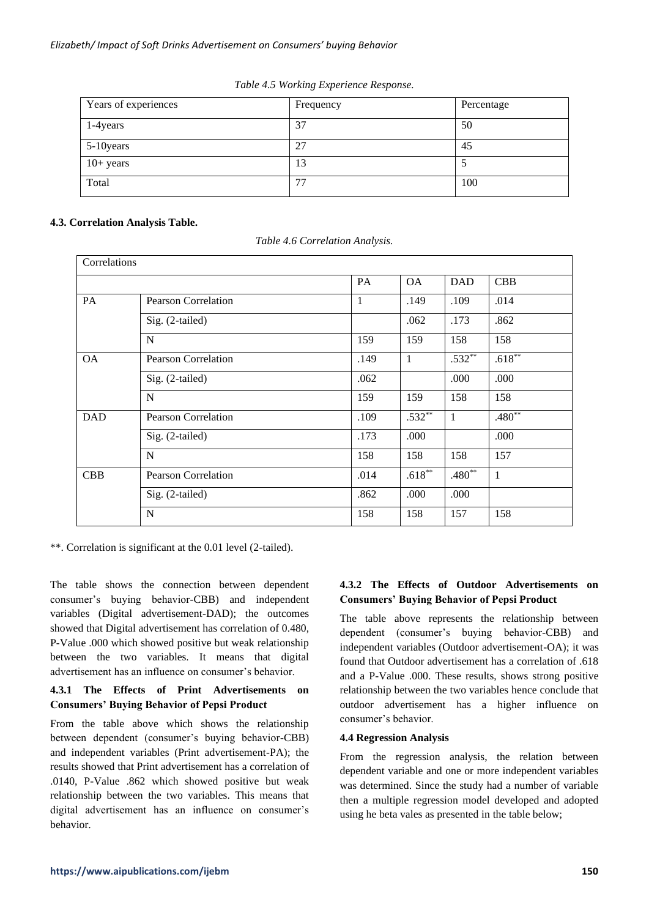*Table 4.5 Working Experience Response.*

| Years of experiences | Frequency | Percentage |
|---|---|---|
| 1-4years | 37 | 50 |
| 5-10years | 27 | 45 |
| 10+ years | 13 | 5 |
| Total | 77 | 100 |

**4.3. Correlation Analysis Table.**

*Table 4.6 Correlation Analysis.*

| Correlations | | | | | |
|---|---|---|---|---|---|
| | | PA | OA | DAD | CBB |
| PA | Pearson Correlation | 1 | .149 | .109 | .014 |
| | Sig. (2-tailed) | | .062 | .173 | .862 |
| | N | 159 | 159 | 158 | 158 |
| OA | Pearson Correlation | .149 | 1 | .532** | .618** |
| | Sig. (2-tailed) | .062 | | .000 | .000 |
| | N | 159 | 159 | 158 | 158 |
| DAD | Pearson Correlation | .109 | .532** | 1 | .480** |
| | Sig. (2-tailed) | .173 | .000 | | .000 |
| | N | 158 | 158 | 158 | 157 |
| CBB | Pearson Correlation | .014 | .618** | .480** | 1 |
| | Sig. (2-tailed) | .862 | .000 | .000 | |
| | N | 158 | 158 | 157 | 158 |

**. Correlation is significant at the 0.01 level (2-tailed).

The table shows the connection between dependent consumer's buying behavior-CBB) and independent variables (Digital advertisement-DAD); the outcomes showed that Digital advertisement has correlation of 0.480, P-Value .000 which showed positive but weak relationship between the two variables. It means that digital advertisement has an influence on consumer's behavior.

### 4.3.1 The Effects of Print Advertisements on Consumers' Buying Behavior of Pepsi Product

From the table above which shows the relationship between dependent (consumer's buying behavior-CBB) and independent variables (Print advertisement-PA); the results showed that Print advertisement has a correlation of .0140, P-Value .862 which showed positive but weak relationship between the two variables. This means that digital advertisement has an influence on consumer's behavior.

### 4.3.2 The Effects of Outdoor Advertisements on Consumers' Buying Behavior of Pepsi Product

The table above represents the relationship between dependent (consumer's buying behavior-CBB) and independent variables (Outdoor advertisement-OA); it was found that Outdoor advertisement has a correlation of .618 and a P-Value .000. These results, shows strong positive relationship between the two variables hence conclude that outdoor advertisement has a higher influence on consumer's behavior.

### 4.4 Regression Analysis

From the regression analysis, the relation between dependent variable and one or more independent variables was determined. Since the study had a number of variable then a multiple regression model developed and adopted using he beta vales as presented in the table below;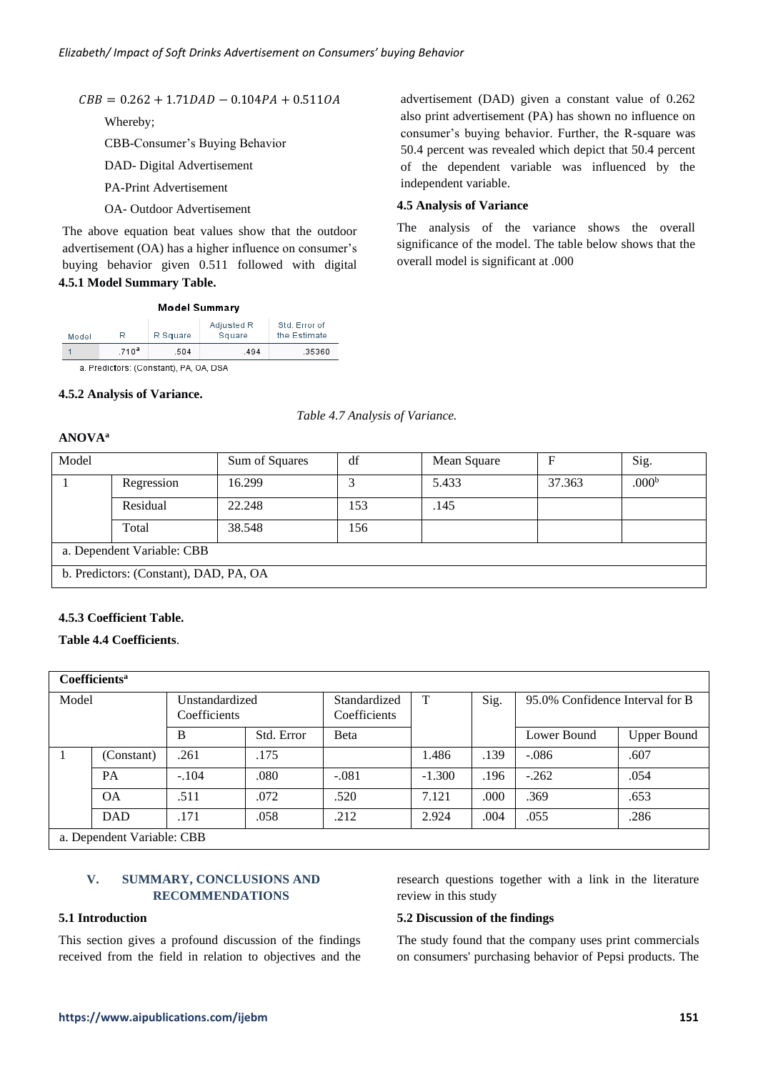$$CBB = 0.262 + 1.71DAD - 0.104PA + 0.511OA$$

Whereby;

CBB-Consumer's Buying Behavior

DAD- Digital Advertisement

PA-Print Advertisement

OA- Outdoor Advertisement

The above equation beat values show that the outdoor advertisement (OA) has a higher influence on consumer's buying behavior given 0.511 followed with digital advertisement (DAD) given a constant value of 0.262 also print advertisement (PA) has shown no influence on consumer's buying behavior. Further, the R-square was 50.4 percent was revealed which depict that 50.4 percent of the dependent variable was influenced by the independent variable.

### 4.5 Analysis of Variance

The analysis of the variance shows the overall significance of the model. The table below shows that the overall model is significant at .000

#### 4.5.1 Model Summary Table.

**Model Summary**

| Model | R | R Square | Adjusted R Square | Std. Error of the Estimate |
|---|---|---|---|---|
| 1 | .710[a] | .504 | .494 | .35360 |

a. Predictors: (Constant), PA, OA, DSA

#### 4.5.2 Analysis of Variance.

*Table 4.7 Analysis of Variance.*

**ANOVA[a]**

| Model | | Sum of Squares | df | Mean Square | F | Sig. |
|---|---|---|---|---|---|---|
| 1 | Regression | 16.299 | 3 | 5.433 | 37.363 | .000[b] |
| | Residual | 22.248 | 153 | .145 | | |
| | Total | 38.548 | 156 | | | |

a. Dependent Variable: CBB

b. Predictors: (Constant), DAD, PA, OA

#### 4.5.3 Coefficient Table.

**Table 4.4 Coefficients**.

**Coefficients[a]**

| Model | | Unstandardized Coefficients | | Standardized Coefficients | T | Sig. | 95.0% Confidence Interval for B | |
|---|---|---|---|---|---|---|---|---|
| | | B | Std. Error | Beta | | | Lower Bound | Upper Bound |
| 1 | (Constant) | .261 | .175 | | 1.486 | .139 | -.086 | .607 |
| | PA | -.104 | .080 | -.081 | -1.300 | .196 | -.262 | .054 |
| | OA | .511 | .072 | .520 | 7.121 | .000 | .369 | .653 |
| | DAD | .171 | .058 | .212 | 2.924 | .004 | .055 | .286 |

a. Dependent Variable: CBB

## V. SUMMARY, CONCLUSIONS AND RECOMMENDATIONS

### 5.1 Introduction

This section gives a profound discussion of the findings received from the field in relation to objectives and the research questions together with a link in the literature review in this study

### 5.2 Discussion of the findings

The study found that the company uses print commercials on consumers' purchasing behavior of Pepsi products. The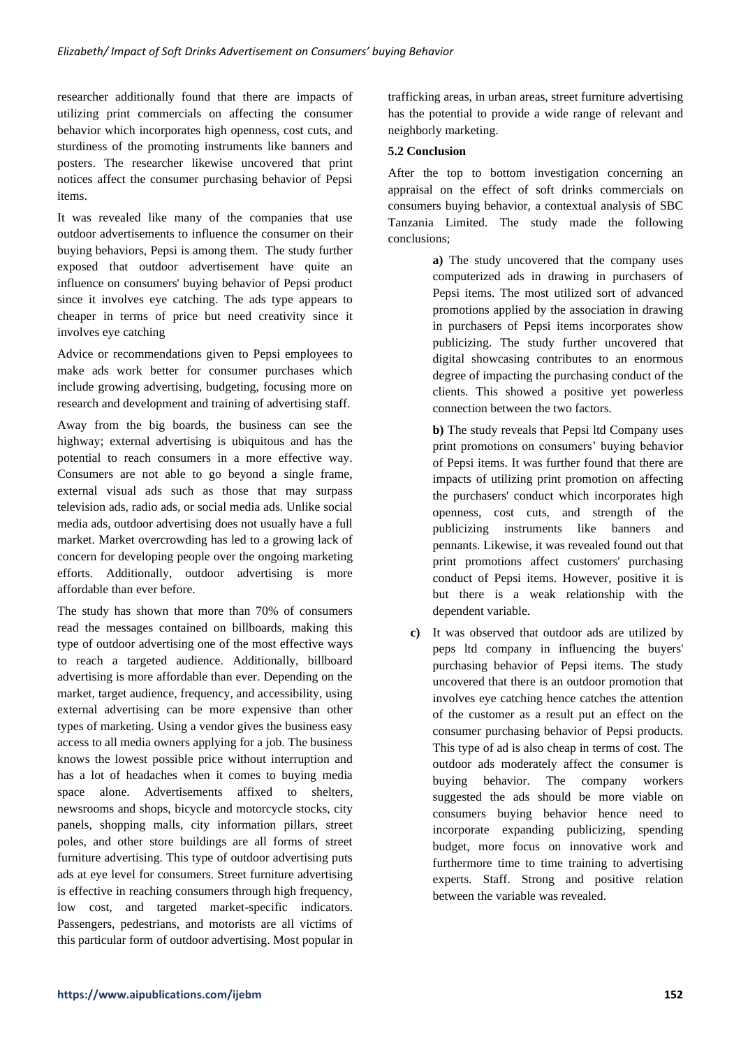researcher additionally found that there are impacts of utilizing print commercials on affecting the consumer behavior which incorporates high openness, cost cuts, and sturdiness of the promoting instruments like banners and posters. The researcher likewise uncovered that print notices affect the consumer purchasing behavior of Pepsi items.

It was revealed like many of the companies that use outdoor advertisements to influence the consumer on their buying behaviors, Pepsi is among them. The study further exposed that outdoor advertisement have quite an influence on consumers' buying behavior of Pepsi product since it involves eye catching. The ads type appears to cheaper in terms of price but need creativity since it involves eye catching

Advice or recommendations given to Pepsi employees to make ads work better for consumer purchases which include growing advertising, budgeting, focusing more on research and development and training of advertising staff.

Away from the big boards, the business can see the highway; external advertising is ubiquitous and has the potential to reach consumers in a more effective way. Consumers are not able to go beyond a single frame, external visual ads such as those that may surpass television ads, radio ads, or social media ads. Unlike social media ads, outdoor advertising does not usually have a full market. Market overcrowding has led to a growing lack of concern for developing people over the ongoing marketing efforts. Additionally, outdoor advertising is more affordable than ever before.

The study has shown that more than 70% of consumers read the messages contained on billboards, making this type of outdoor advertising one of the most effective ways to reach a targeted audience. Additionally, billboard advertising is more affordable than ever. Depending on the market, target audience, frequency, and accessibility, using external advertising can be more expensive than other types of marketing. Using a vendor gives the business easy access to all media owners applying for a job. The business knows the lowest possible price without interruption and has a lot of headaches when it comes to buying media space alone. Advertisements affixed to shelters, newsrooms and shops, bicycle and motorcycle stocks, city panels, shopping malls, city information pillars, street poles, and other store buildings are all forms of street furniture advertising. This type of outdoor advertising puts ads at eye level for consumers. Street furniture advertising is effective in reaching consumers through high frequency, low cost, and targeted market-specific indicators. Passengers, pedestrians, and motorists are all victims of this particular form of outdoor advertising. Most popular in trafficking areas, in urban areas, street furniture advertising has the potential to provide a wide range of relevant and neighborly marketing.

**5.2 Conclusion**

After the top to bottom investigation concerning an appraisal on the effect of soft drinks commercials on consumers buying behavior, a contextual analysis of SBC Tanzania Limited. The study made the following conclusions;

**a)** The study uncovered that the company uses computerized ads in drawing in purchasers of Pepsi items. The most utilized sort of advanced promotions applied by the association in drawing in purchasers of Pepsi items incorporates show publicizing. The study further uncovered that digital showcasing contributes to an enormous degree of impacting the purchasing conduct of the clients. This showed a positive yet powerless connection between the two factors.

**b)** The study reveals that Pepsi ltd Company uses print promotions on consumers' buying behavior of Pepsi items. It was further found that there are impacts of utilizing print promotion on affecting the purchasers' conduct which incorporates high openness, cost cuts, and strength of the publicizing instruments like banners and pennants. Likewise, it was revealed found out that print promotions affect customers' purchasing conduct of Pepsi items. However, positive it is but there is a weak relationship with the dependent variable.

**c)** It was observed that outdoor ads are utilized by peps ltd company in influencing the buyers' purchasing behavior of Pepsi items. The study uncovered that there is an outdoor promotion that involves eye catching hence catches the attention of the customer as a result put an effect on the consumer purchasing behavior of Pepsi products. This type of ad is also cheap in terms of cost. The outdoor ads moderately affect the consumer is buying behavior. The company workers suggested the ads should be more viable on consumers buying behavior hence need to incorporate expanding publicizing, spending budget, more focus on innovative work and furthermore time to time training to advertising experts. Staff. Strong and positive relation between the variable was revealed.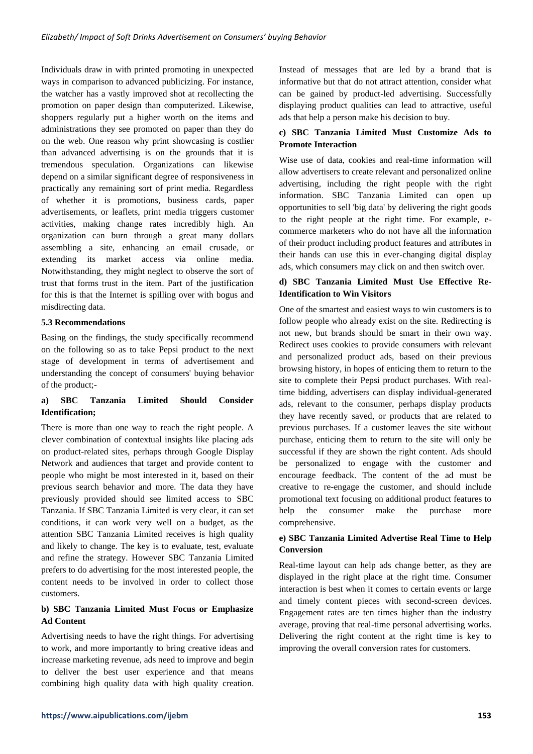Individuals draw in with printed promoting in unexpected ways in comparison to advanced publicizing. For instance, the watcher has a vastly improved shot at recollecting the promotion on paper design than computerized. Likewise, shoppers regularly put a higher worth on the items and administrations they see promoted on paper than they do on the web. One reason why print showcasing is costlier than advanced advertising is on the grounds that it is tremendous speculation. Organizations can likewise depend on a similar significant degree of responsiveness in practically any remaining sort of print media. Regardless of whether it is promotions, business cards, paper advertisements, or leaflets, print media triggers customer activities, making change rates incredibly high. An organization can burn through a great many dollars assembling a site, enhancing an email crusade, or extending its market access via online media. Notwithstanding, they might neglect to observe the sort of trust that forms trust in the item. Part of the justification for this is that the Internet is spilling over with bogus and misdirecting data.

### 5.3 Recommendations

Basing on the findings, the study specifically recommend on the following so as to take Pepsi product to the next stage of development in terms of advertisement and understanding the concept of consumers' buying behavior of the product;-

#### a) SBC Tanzania Limited Should Consider Identification;

There is more than one way to reach the right people. A clever combination of contextual insights like placing ads on product-related sites, perhaps through Google Display Network and audiences that target and provide content to people who might be most interested in it, based on their previous search behavior and more. The data they have previously provided should see limited access to SBC Tanzania. If SBC Tanzania Limited is very clear, it can set conditions, it can work very well on a budget, as the attention SBC Tanzania Limited receives is high quality and likely to change. The key is to evaluate, test, evaluate and refine the strategy. However SBC Tanzania Limited prefers to do advertising for the most interested people, the content needs to be involved in order to collect those customers.

#### b) SBC Tanzania Limited Must Focus or Emphasize Ad Content

Advertising needs to have the right things. For advertising to work, and more importantly to bring creative ideas and increase marketing revenue, ads need to improve and begin to deliver the best user experience and that means combining high quality data with high quality creation. Instead of messages that are led by a brand that is informative but that do not attract attention, consider what can be gained by product-led advertising. Successfully displaying product qualities can lead to attractive, useful ads that help a person make his decision to buy.

#### c) SBC Tanzania Limited Must Customize Ads to Promote Interaction

Wise use of data, cookies and real-time information will allow advertisers to create relevant and personalized online advertising, including the right people with the right information. SBC Tanzania Limited can open up opportunities to sell 'big data' by delivering the right goods to the right people at the right time. For example, e-commerce marketers who do not have all the information of their product including product features and attributes in their hands can use this in ever-changing digital display ads, which consumers may click on and then switch over.

#### d) SBC Tanzania Limited Must Use Effective Re-Identification to Win Visitors

One of the smartest and easiest ways to win customers is to follow people who already exist on the site. Redirecting is not new, but brands should be smart in their own way. Redirect uses cookies to provide consumers with relevant and personalized product ads, based on their previous browsing history, in hopes of enticing them to return to the site to complete their Pepsi product purchases. With real-time bidding, advertisers can display individual-generated ads, relevant to the consumer, perhaps display products they have recently saved, or products that are related to previous purchases. If a customer leaves the site without purchase, enticing them to return to the site will only be successful if they are shown the right content. Ads should be personalized to engage with the customer and encourage feedback. The content of the ad must be creative to re-engage the customer, and should include promotional text focusing on additional product features to help the consumer make the purchase more comprehensive.

#### e) SBC Tanzania Limited Advertise Real Time to Help Conversion

Real-time layout can help ads change better, as they are displayed in the right place at the right time. Consumer interaction is best when it comes to certain events or large and timely content pieces with second-screen devices. Engagement rates are ten times higher than the industry average, proving that real-time personal advertising works. Delivering the right content at the right time is key to improving the overall conversion rates for customers.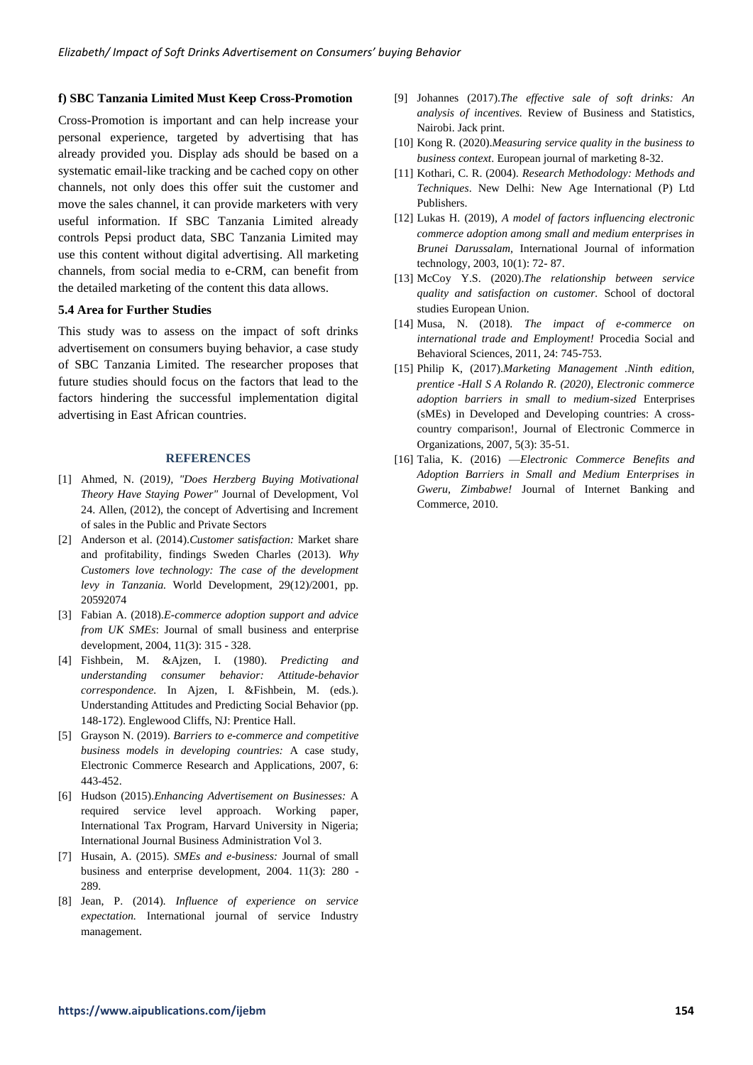### f) SBC Tanzania Limited Must Keep Cross-Promotion

Cross-Promotion is important and can help increase your personal experience, targeted by advertising that has already provided you. Display ads should be based on a systematic email-like tracking and be cached copy on other channels, not only does this offer suit the customer and move the sales channel, it can provide marketers with very useful information. If SBC Tanzania Limited already controls Pepsi product data, SBC Tanzania Limited may use this content without digital advertising. All marketing channels, from social media to e-CRM, can benefit from the detailed marketing of the content this data allows.

### 5.4 Area for Further Studies

This study was to assess on the impact of soft drinks advertisement on consumers buying behavior, a case study of SBC Tanzania Limited. The researcher proposes that future studies should focus on the factors that lead to the factors hindering the successful implementation digital advertising in East African countries.

## REFERENCES

[1] Ahmed, N. (2019*), "Does Herzberg Buying Motivational Theory Have Staying Power"* Journal of Development, Vol 24. Allen, (2012), the concept of Advertising and Increment of sales in the Public and Private Sectors

[2] Anderson et al. (2014).*Customer satisfaction:* Market share and profitability, findings Sweden Charles (2013). *Why Customers love technology: The case of the development levy in Tanzania.* World Development, 29(12)/2001, pp. 20592074

[3] Fabian A. (2018).*E-commerce adoption support and advice from UK SMEs*: Journal of small business and enterprise development, 2004, 11(3): 315 - 328.

[4] Fishbein, M. &Ajzen, I. (1980). *Predicting and understanding consumer behavior: Attitude-behavior correspondence.* In Ajzen, I. &Fishbein, M. (eds.). Understanding Attitudes and Predicting Social Behavior (pp. 148-172). Englewood Cliffs, NJ: Prentice Hall.

[5] Grayson N. (2019). *Barriers to e-commerce and competitive business models in developing countries:* A case study, Electronic Commerce Research and Applications, 2007, 6: 443-452.

[6] Hudson (2015).*Enhancing Advertisement on Businesses:* A required service level approach. Working paper, International Tax Program, Harvard University in Nigeria; International Journal Business Administration Vol 3.

[7] Husain, A. (2015). *SMEs and e-business:* Journal of small business and enterprise development, 2004. 11(3): 280 - 289.

[8] Jean, P. (2014). *Influence of experience on service expectation.* International journal of service Industry management.

[9] Johannes (2017).*The effective sale of soft drinks: An analysis of incentives.* Review of Business and Statistics, Nairobi. Jack print.

[10] Kong R. (2020).*Measuring service quality in the business to business context*. European journal of marketing 8-32.

[11] Kothari, C. R. (2004). *Research Methodology: Methods and Techniques*. New Delhi: New Age International (P) Ltd Publishers.

[12] Lukas H. (2019), *A model of factors influencing electronic commerce adoption among small and medium enterprises in Brunei Darussalam*, International Journal of information technology, 2003, 10(1): 72- 87.

[13] McCoy Y.S. (2020).*The relationship between service quality and satisfaction on customer.* School of doctoral studies European Union.

[14] Musa, N. (2018). *The impact of e-commerce on international trade and Employment!* Procedia Social and Behavioral Sciences, 2011, 24: 745-753.

[15] Philip K, (2017).*Marketing Management .Ninth edition, prentice -Hall S A Rolando R. (2020), Electronic commerce adoption barriers in small to medium-sized* Enterprises (sMEs) in Developed and Developing countries: A cross-country comparison!, Journal of Electronic Commerce in Organizations, 2007, 5(3): 35-51.

[16] Talia, K. (2016) —*Electronic Commerce Benefits and Adoption Barriers in Small and Medium Enterprises in Gweru, Zimbabwe!* Journal of Internet Banking and Commerce, 2010.